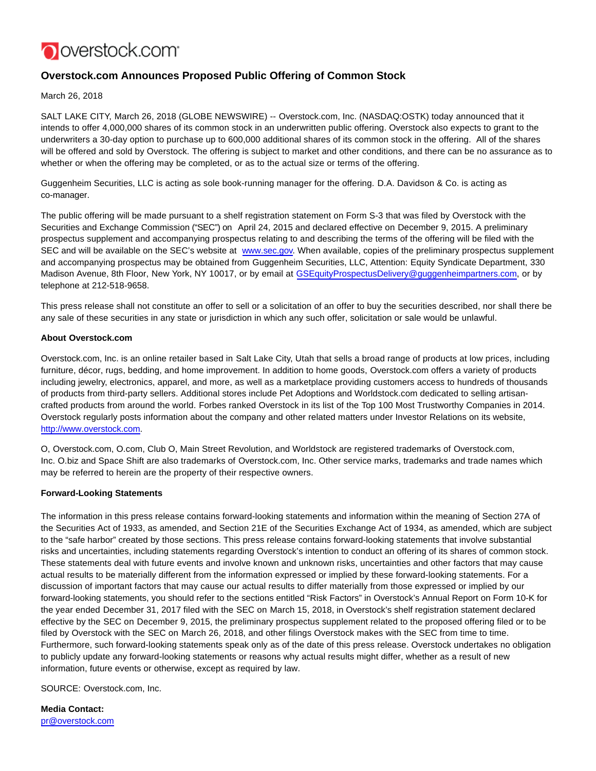# Overstock.com Announces Proposed Public Offering of Common Stock

March 26, 2018

SALT LAKE CITY, March 26, 2018 (GLOBE NEWSWIRE) -- Overstock.com, Inc. (NASDAQ:OSTK) today announced that it intends to offer 4,000,000 shares of its common stock in an underwritten public offering. Overstock also expects to grant to the underwriters a 30-day option to purchase up to 600,000 additional shares of its common stock in the offering. All of the shares will be offered and sold by Overstock. The offering is subject to market and other conditions, and there can be no assurance as to whether or when the offering may be completed, or as to the actual size or terms of the offering.

Guggenheim Securities, LLC is acting as sole book-running manager for the offering. D.A. Davidson & Co. is acting as co-manager.

The public offering will be made pursuant to a shelf registration statement on Form S-3 that was filed by Overstock with the Securities and Exchange Commission ("SEC") on April 24, 2015 and declared effective on December 9, 2015. A preliminary prospectus supplement and accompanying prospectus relating to and describing the terms of the offering will be filed with the SEC and will be available on the SEC's website at www.sec.gov. When available, copies of the preliminary prospectus supplement and accompanying prospectus may be obtained from Guggenheim Securities, LLC, Attention: Equity Syndicate Department, 330 Madison Avenue, 8th Floor, New York, NY 10017, or by email at GSEquityProspectusDelivery@guggenheimpartners.com, or by telephone at 212-518-9658.

This press release shall not constitute an offer to sell or a solicitation of an offer to buy the securities described, nor shall there be any sale of these securities in any state or jurisdiction in which any such offer, solicitation or sale would be unlawful.

**About Overstock.com**

Overstock.com, Inc. is an online retailer based in Salt Lake City, Utah that sells a broad range of products at low prices, including furniture, décor, rugs, bedding, and home improvement. In addition to home goods, Overstock.com offers a variety of products including jewelry, electronics, apparel, and more, as well as a marketplace providing customers access to hundreds of thousands of products from third-party sellers. Additional stores include Pet Adoptions and Worldstock.com dedicated to selling artisan-crafted products from around the world. Forbes ranked Overstock in its list of the Top 100 Most Trustworthy Companies in 2014. Overstock regularly posts information about the company and other related matters under Investor Relations on its website, http://www.overstock.com.

O, Overstock.com, O.com, Club O, Main Street Revolution, and Worldstock are registered trademarks of Overstock.com, Inc. O.biz and Space Shift are also trademarks of Overstock.com, Inc. Other service marks, trademarks and trade names which may be referred to herein are the property of their respective owners.

**Forward-Looking Statements**

The information in this press release contains forward-looking statements and information within the meaning of Section 27A of the Securities Act of 1933, as amended, and Section 21E of the Securities Exchange Act of 1934, as amended, which are subject to the "safe harbor" created by those sections. This press release contains forward-looking statements that involve substantial risks and uncertainties, including statements regarding Overstock's intention to conduct an offering of its shares of common stock. These statements deal with future events and involve known and unknown risks, uncertainties and other factors that may cause actual results to be materially different from the information expressed or implied by these forward-looking statements. For a discussion of important factors that may cause our actual results to differ materially from those expressed or implied by our forward-looking statements, you should refer to the sections entitled "Risk Factors" in Overstock's Annual Report on Form 10-K for the year ended December 31, 2017 filed with the SEC on March 15, 2018, in Overstock's shelf registration statement declared effective by the SEC on December 9, 2015, the preliminary prospectus supplement related to the proposed offering filed or to be filed by Overstock with the SEC on March 26, 2018, and other filings Overstock makes with the SEC from time to time. Furthermore, such forward-looking statements speak only as of the date of this press release. Overstock undertakes no obligation to publicly update any forward-looking statements or reasons why actual results might differ, whether as a result of new information, future events or otherwise, except as required by law.

SOURCE: Overstock.com, Inc.

**Media Contact:**
pr@overstock.com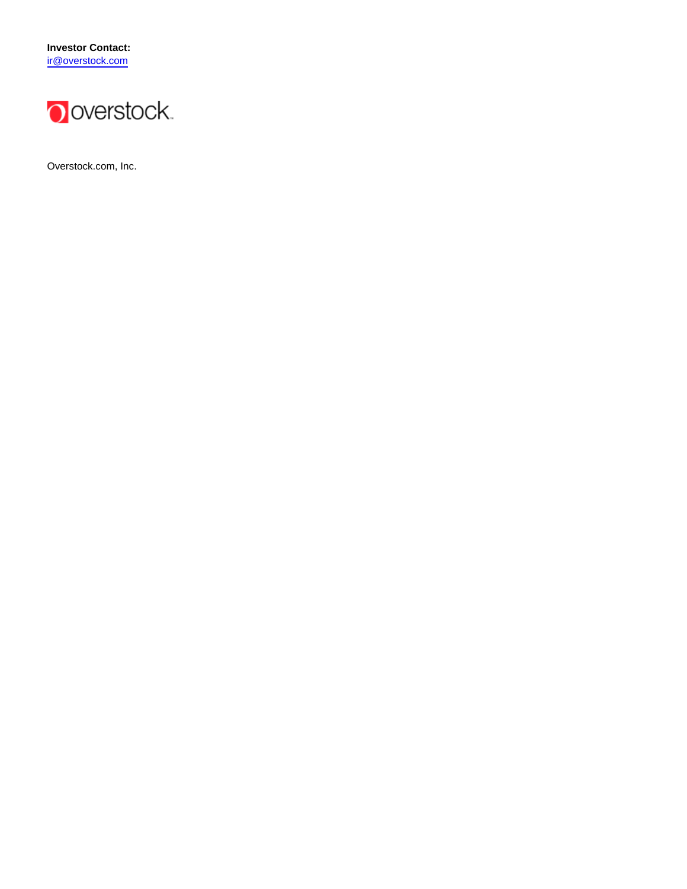**Investor Contact:**
ir@overstock.com

Overstock.com, Inc.